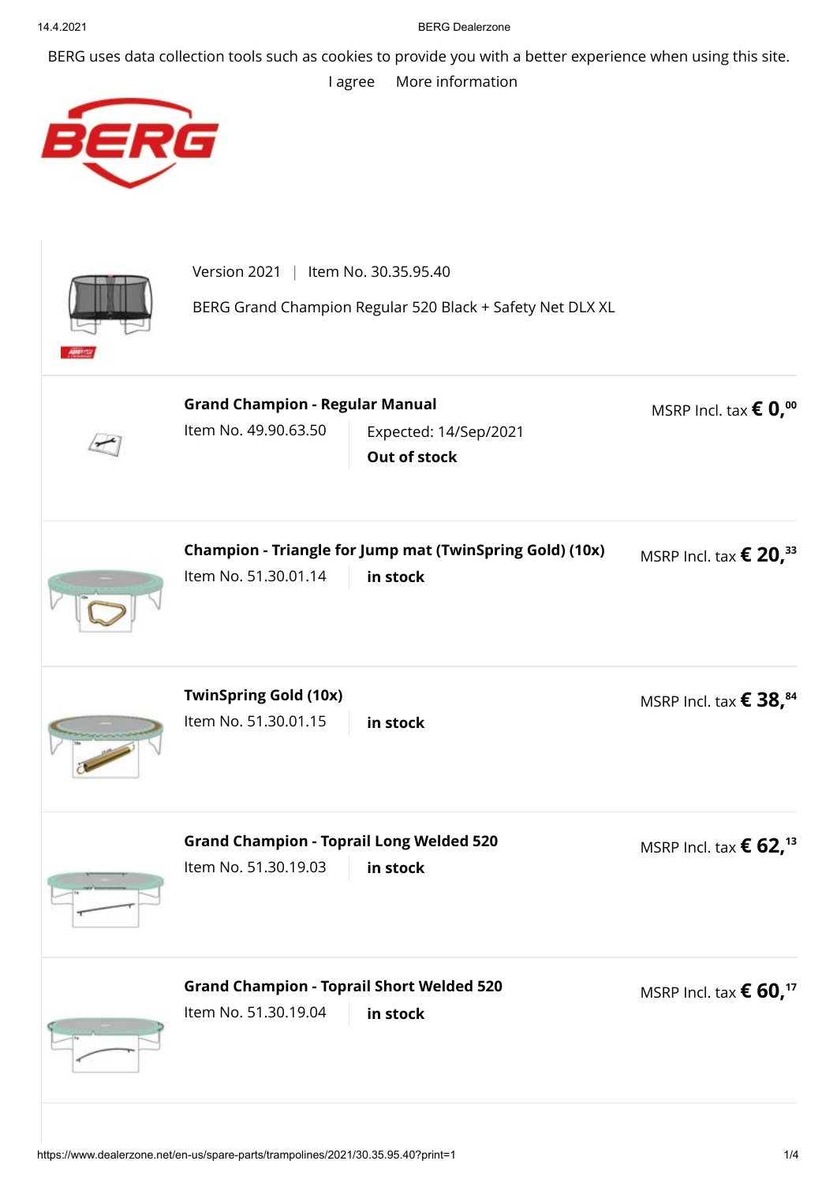BERG uses data collection tools such as cookies to provide you with a better experience when using this site.

I agree More information

Version 2021 | Item No. 30.35.95.40

BERG Grand Champion Regular 520 Black + Safety Net DLX XL

**Grand Champion - Regular Manual**
Item No. 49.90.63.50 | Expected: 14/Sep/2021 **Out of stock**
MSRP Incl. tax **€ 0,00**

**Champion - Triangle for Jump mat (TwinSpring Gold) (10x)**
Item No. 51.30.01.14 | **in stock**
MSRP Incl. tax **€ 20,33**

**TwinSpring Gold (10x)**
Item No. 51.30.01.15 | **in stock**
MSRP Incl. tax **€ 38,84**

**Grand Champion - Toprail Long Welded 520**
Item No. 51.30.19.03 | **in stock**
MSRP Incl. tax **€ 62,13**

**Grand Champion - Toprail Short Welded 520**
Item No. 51.30.19.04 | **in stock**
MSRP Incl. tax **€ 60,17**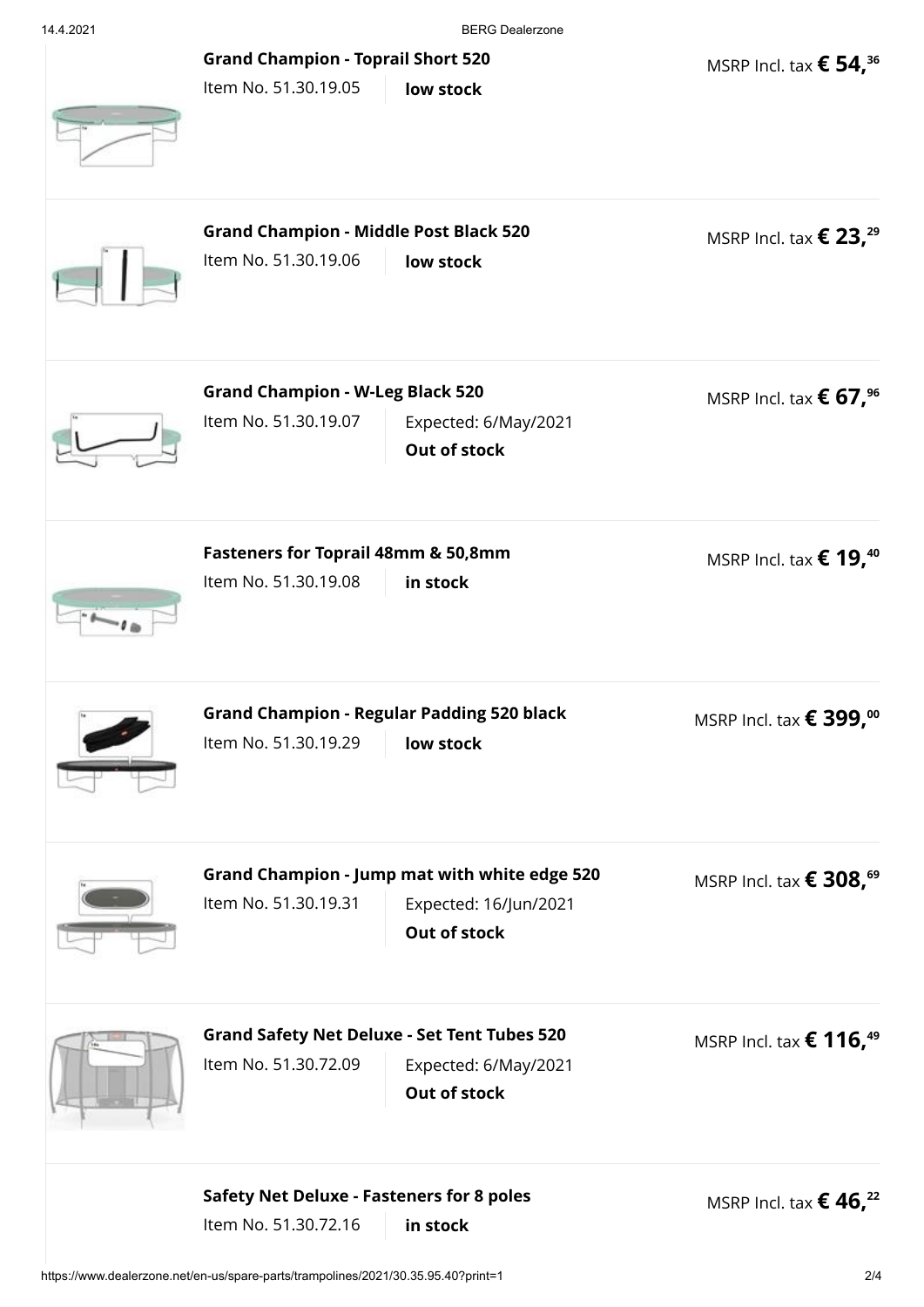**Grand Champion - Toprail Short 520**

Item No. 51.30.19.05 | **low stock**

MSRP Incl. tax **€ 54,36**

**Grand Champion - Middle Post Black 520**

Item No. 51.30.19.06 | **low stock**

MSRP Incl. tax **€ 23,29**

**Grand Champion - W-Leg Black 520**

Item No. 51.30.19.07 | Expected: 6/May/2021 **Out of stock**

MSRP Incl. tax **€ 67,96**

**Fasteners for Toprail 48mm & 50,8mm**

Item No. 51.30.19.08 | **in stock**

MSRP Incl. tax **€ 19,40**

**Grand Champion - Regular Padding 520 black**

Item No. 51.30.19.29 | **low stock**

MSRP Incl. tax **€ 399,00**

**Grand Champion - Jump mat with white edge 520**

Item No. 51.30.19.31 | Expected: 16/Jun/2021 **Out of stock**

MSRP Incl. tax **€ 308,69**

**Grand Safety Net Deluxe - Set Tent Tubes 520**

Item No. 51.30.72.09 | Expected: 6/May/2021 **Out of stock**

MSRP Incl. tax **€ 116,49**

**Safety Net Deluxe - Fasteners for 8 poles**

Item No. 51.30.72.16 | **in stock**

MSRP Incl. tax **€ 46,22**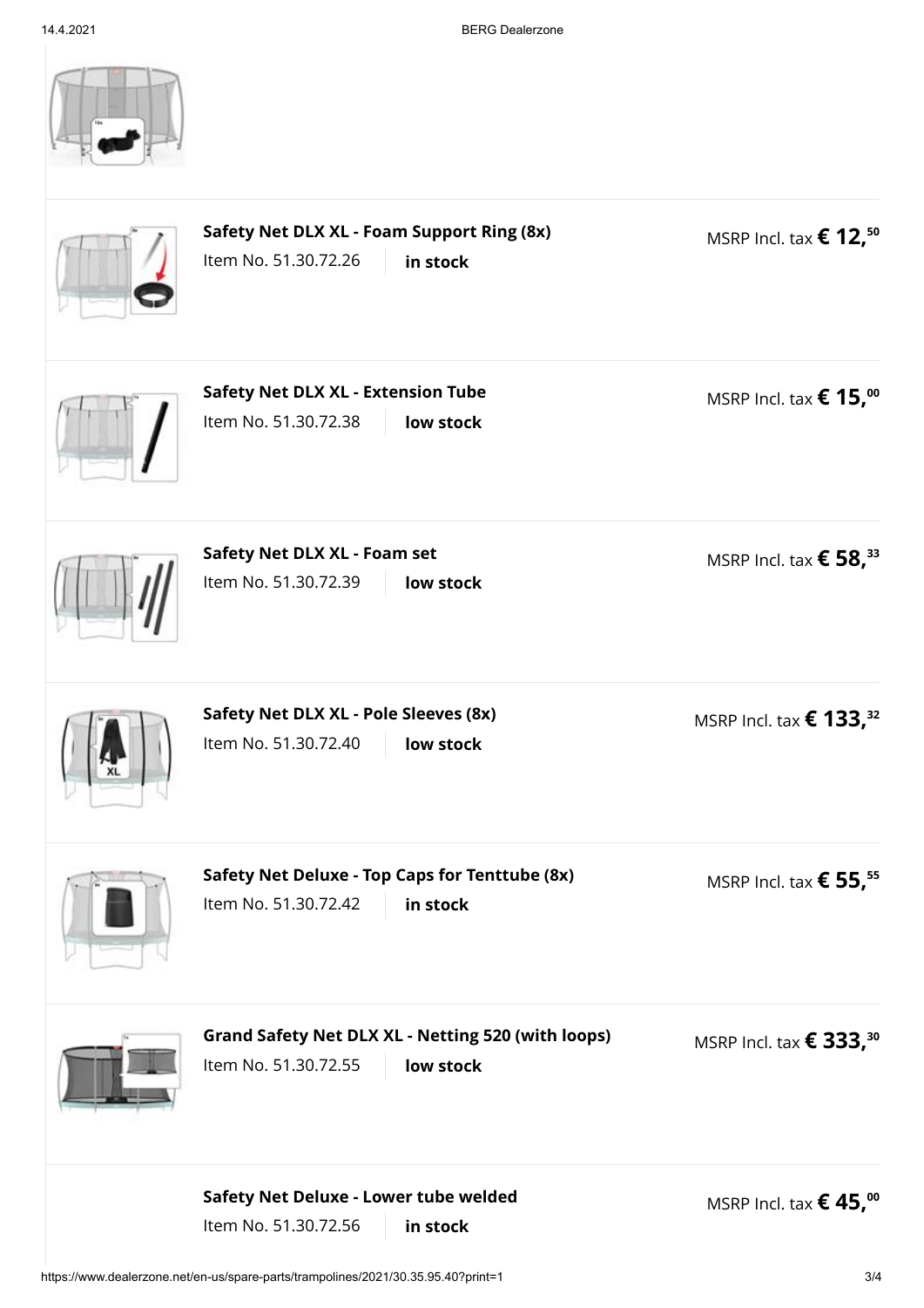**Safety Net DLX XL - Foam Support Ring (8x)**

Item No. 51.30.72.26 | **in stock**

MSRP Incl. tax **€ 12,50**

**Safety Net DLX XL - Extension Tube**

Item No. 51.30.72.38 | **low stock**

MSRP Incl. tax **€ 15,00**

**Safety Net DLX XL - Foam set**

Item No. 51.30.72.39 | **low stock**

MSRP Incl. tax **€ 58,33**

**Safety Net DLX XL - Pole Sleeves (8x)**

Item No. 51.30.72.40 | **low stock**

MSRP Incl. tax **€ 133,32**

**Safety Net Deluxe - Top Caps for Tenttube (8x)**

Item No. 51.30.72.42 | **in stock**

MSRP Incl. tax **€ 55,55**

**Grand Safety Net DLX XL - Netting 520 (with loops)**

Item No. 51.30.72.55 | **low stock**

MSRP Incl. tax **€ 333,30**

**Safety Net Deluxe - Lower tube welded**

Item No. 51.30.72.56 | **in stock**

MSRP Incl. tax **€ 45,00**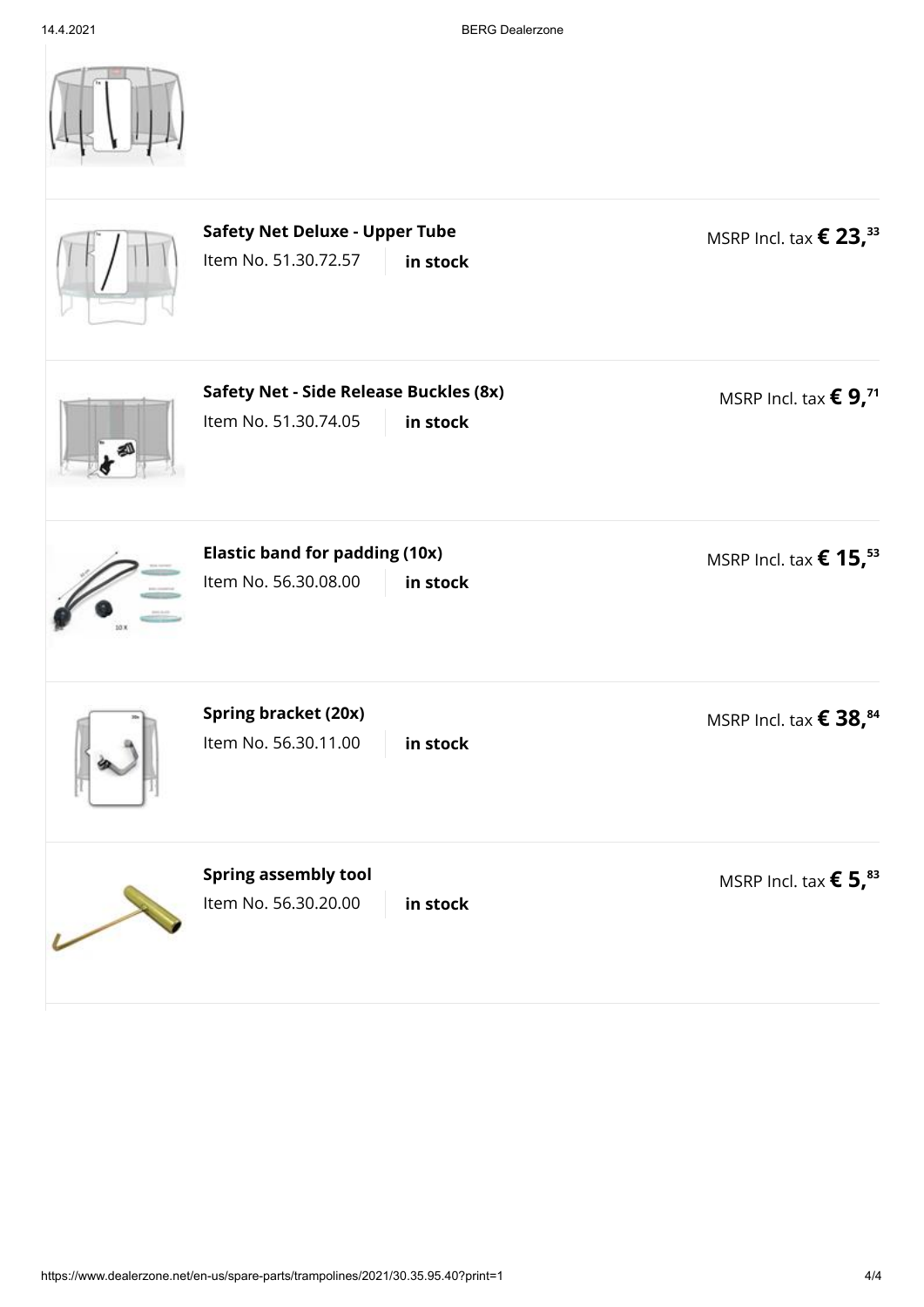**Safety Net Deluxe - Upper Tube**

Item No. 51.30.72.57 | **in stock**

MSRP Incl. tax **€ 23,33**

**Safety Net - Side Release Buckles (8x)**

Item No. 51.30.74.05 | **in stock**

MSRP Incl. tax **€ 9,71**

**Elastic band for padding (10x)**

Item No. 56.30.08.00 | **in stock**

MSRP Incl. tax **€ 15,53**

**Spring bracket (20x)**

Item No. 56.30.11.00 | **in stock**

MSRP Incl. tax **€ 38,84**

**Spring assembly tool**

Item No. 56.30.20.00 | **in stock**

MSRP Incl. tax **€ 5,83**